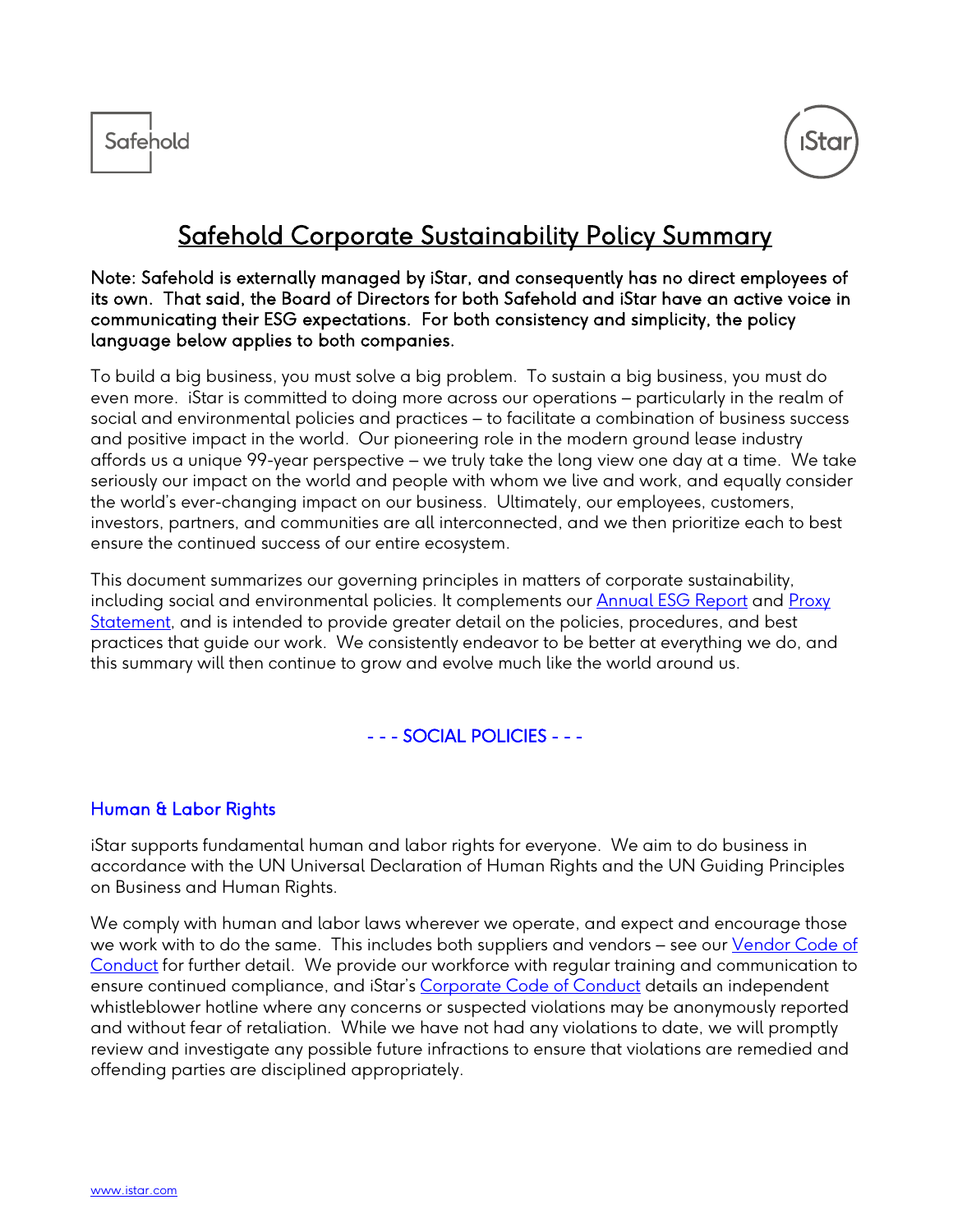# Safehold Corporate Sustainability Policy Summary

**Note: Safehold is externally managed by iStar, and consequently has no direct employees of its own. That said, the Board of Directors for both Safehold and iStar have an active voice in communicating their ESG expectations. For both consistency and simplicity, the policy language below applies to both companies.**

To build a big business, you must solve a big problem. To sustain a big business, you must do even more. iStar is committed to doing more across our operations – particularly in the realm of social and environmental policies and practices – to facilitate a combination of business success and positive impact in the world. Our pioneering role in the modern ground lease industry affords us a unique 99-year perspective – we truly take the long view one day at a time. We take seriously our impact on the world and people with whom we live and work, and equally consider the world's ever-changing impact on our business. Ultimately, our employees, customers, investors, partners, and communities are all interconnected, and we then prioritize each to best ensure the continued success of our entire ecosystem.

This document summarizes our governing principles in matters of corporate sustainability, including social and environmental policies. It complements our Annual ESG Report and Proxy Statement, and is intended to provide greater detail on the policies, procedures, and best practices that guide our work. We consistently endeavor to be better at everything we do, and this summary will then continue to grow and evolve much like the world around us.

## - - - SOCIAL POLICIES - - -

### Human & Labor Rights

iStar supports fundamental human and labor rights for everyone. We aim to do business in accordance with the UN Universal Declaration of Human Rights and the UN Guiding Principles on Business and Human Rights.

We comply with human and labor laws wherever we operate, and expect and encourage those we work with to do the same. This includes both suppliers and vendors – see our Vendor Code of Conduct for further detail. We provide our workforce with regular training and communication to ensure continued compliance, and iStar's Corporate Code of Conduct details an independent whistleblower hotline where any concerns or suspected violations may be anonymously reported and without fear of retaliation. While we have not had any violations to date, we will promptly review and investigate any possible future infractions to ensure that violations are remedied and offending parties are disciplined appropriately.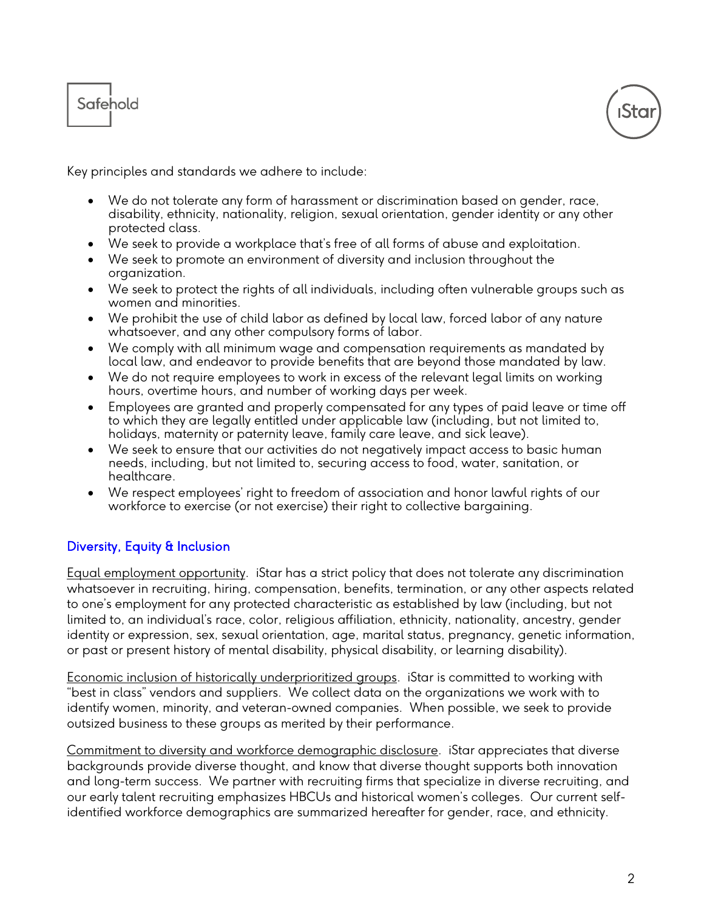Key principles and standards we adhere to include:

- We do not tolerate any form of harassment or discrimination based on gender, race, disability, ethnicity, nationality, religion, sexual orientation, gender identity or any other protected class.
- We seek to provide a workplace that's free of all forms of abuse and exploitation.
- We seek to promote an environment of diversity and inclusion throughout the organization.
- We seek to protect the rights of all individuals, including often vulnerable groups such as women and minorities.
- We prohibit the use of child labor as defined by local law, forced labor of any nature whatsoever, and any other compulsory forms of labor.
- We comply with all minimum wage and compensation requirements as mandated by local law, and endeavor to provide benefits that are beyond those mandated by law.
- We do not require employees to work in excess of the relevant legal limits on working hours, overtime hours, and number of working days per week.
- Employees are granted and properly compensated for any types of paid leave or time off to which they are legally entitled under applicable law (including, but not limited to, holidays, maternity or paternity leave, family care leave, and sick leave).
- We seek to ensure that our activities do not negatively impact access to basic human needs, including, but not limited to, securing access to food, water, sanitation, or healthcare.
- We respect employees' right to freedom of association and honor lawful rights of our workforce to exercise (or not exercise) their right to collective bargaining.

## Diversity, Equity & Inclusion

Equal employment opportunity. iStar has a strict policy that does not tolerate any discrimination whatsoever in recruiting, hiring, compensation, benefits, termination, or any other aspects related to one's employment for any protected characteristic as established by law (including, but not limited to, an individual's race, color, religious affiliation, ethnicity, nationality, ancestry, gender identity or expression, sex, sexual orientation, age, marital status, pregnancy, genetic information, or past or present history of mental disability, physical disability, or learning disability).

Economic inclusion of historically underprioritized groups. iStar is committed to working with "best in class" vendors and suppliers. We collect data on the organizations we work with to identify women, minority, and veteran-owned companies. When possible, we seek to provide outsized business to these groups as merited by their performance.

Commitment to diversity and workforce demographic disclosure. iStar appreciates that diverse backgrounds provide diverse thought, and know that diverse thought supports both innovation and long-term success. We partner with recruiting firms that specialize in diverse recruiting, and our early talent recruiting emphasizes HBCUs and historical women's colleges. Our current self-identified workforce demographics are summarized hereafter for gender, race, and ethnicity.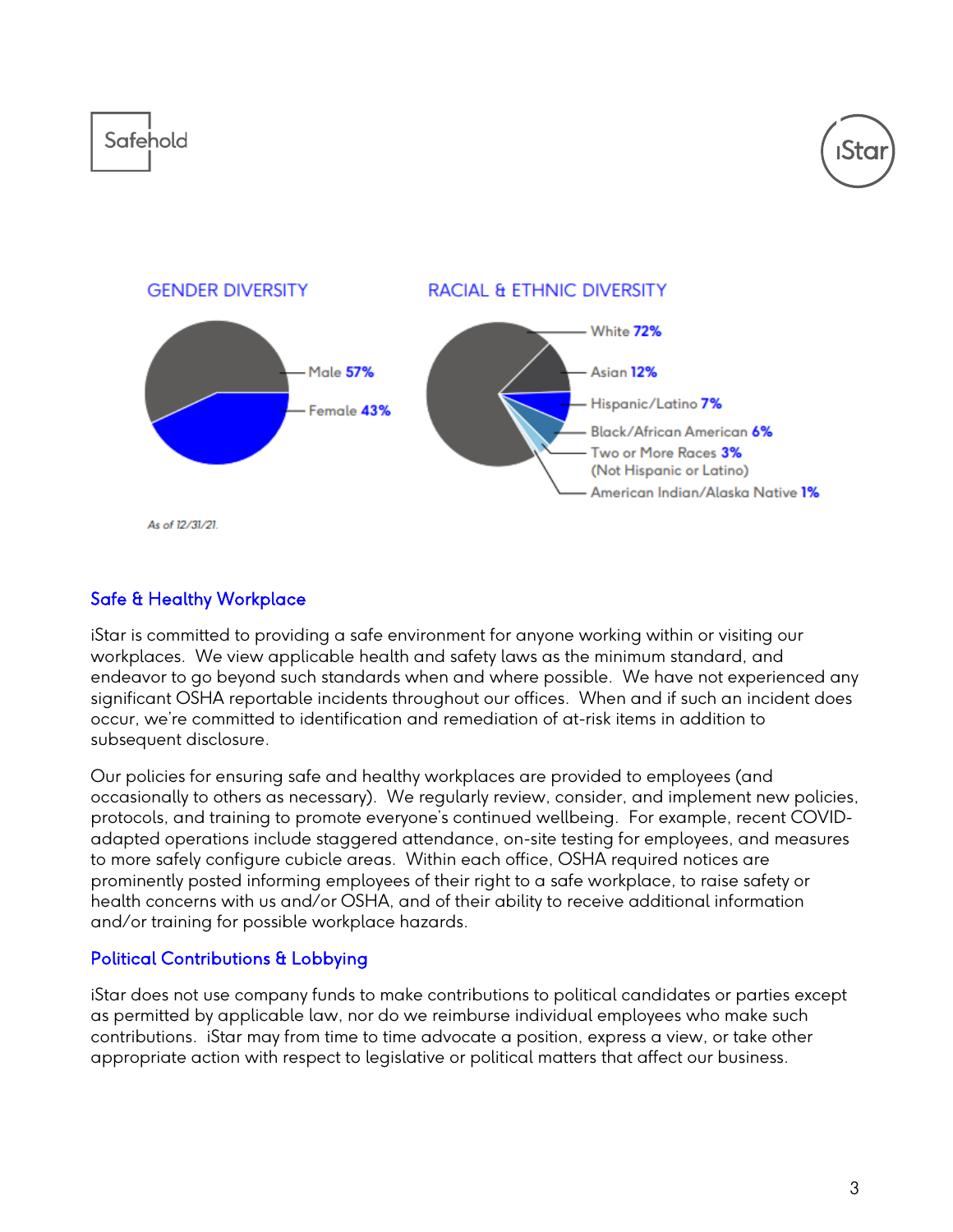GENDER DIVERSITY

- Male **57%**
- Female **43%**

RACIAL & ETHNIC DIVERSITY

- White **72%**
- Asian **12%**
- Hispanic/Latino **7%**
- Black/African American **6%**
- Two or More Races **3%** (Not Hispanic or Latino)
- American Indian/Alaska Native **1%**

*As of 12/31/21.*

## Safe & Healthy Workplace

iStar is committed to providing a safe environment for anyone working within or visiting our workplaces. We view applicable health and safety laws as the minimum standard, and endeavor to go beyond such standards when and where possible. We have not experienced any significant OSHA reportable incidents throughout our offices. When and if such an incident does occur, we're committed to identification and remediation of at-risk items in addition to subsequent disclosure.

Our policies for ensuring safe and healthy workplaces are provided to employees (and occasionally to others as necessary). We regularly review, consider, and implement new policies, protocols, and training to promote everyone's continued wellbeing. For example, recent COVID-adapted operations include staggered attendance, on-site testing for employees, and measures to more safely configure cubicle areas. Within each office, OSHA required notices are prominently posted informing employees of their right to a safe workplace, to raise safety or health concerns with us and/or OSHA, and of their ability to receive additional information and/or training for possible workplace hazards.

## Political Contributions & Lobbying

iStar does not use company funds to make contributions to political candidates or parties except as permitted by applicable law, nor do we reimburse individual employees who make such contributions. iStar may from time to time advocate a position, express a view, or take other appropriate action with respect to legislative or political matters that affect our business.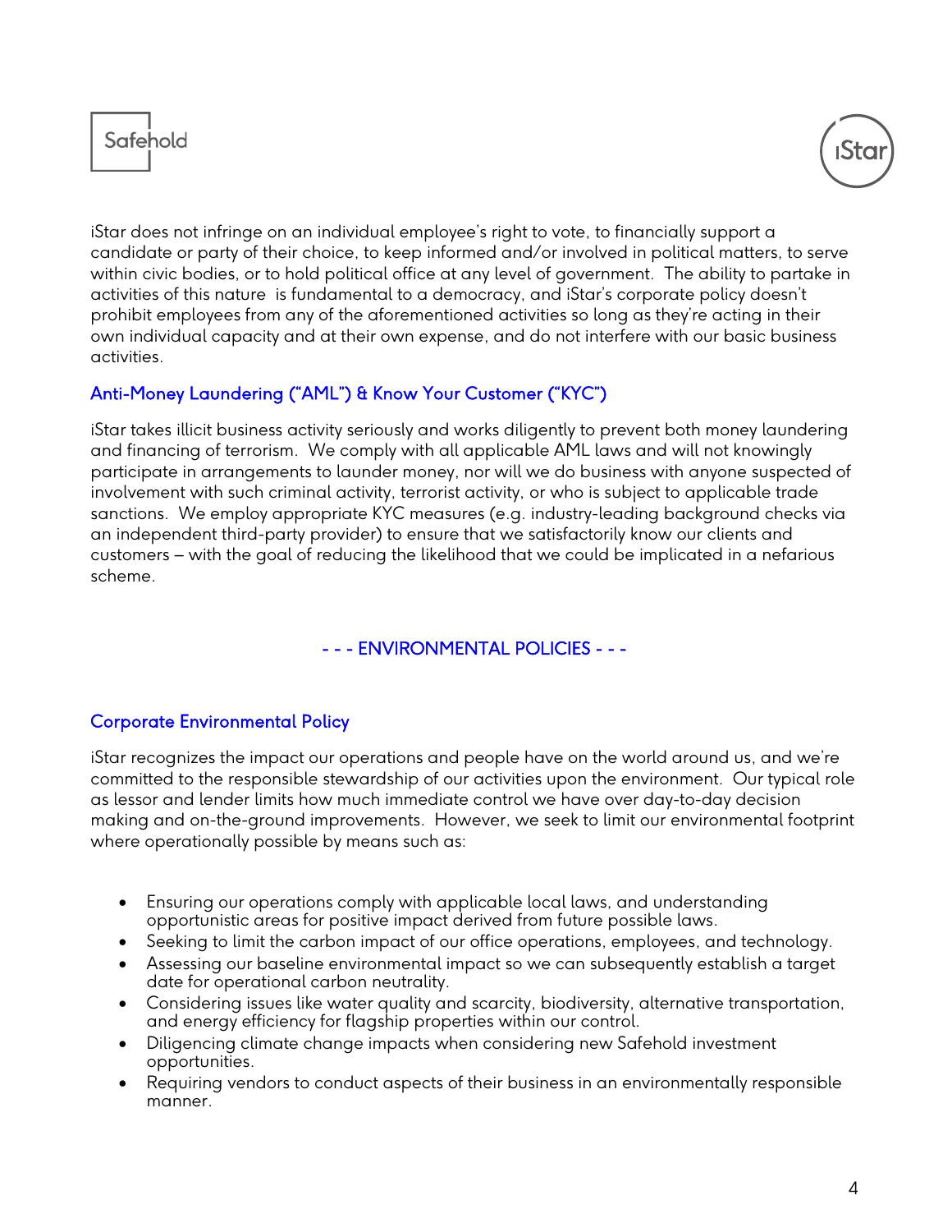iStar does not infringe on an individual employee's right to vote, to financially support a candidate or party of their choice, to keep informed and/or involved in political matters, to serve within civic bodies, or to hold political office at any level of government. The ability to partake in activities of this nature is fundamental to a democracy, and iStar's corporate policy doesn't prohibit employees from any of the aforementioned activities so long as they're acting in their own individual capacity and at their own expense, and do not interfere with our basic business activities.

### Anti-Money Laundering ("AML") & Know Your Customer ("KYC")

iStar takes illicit business activity seriously and works diligently to prevent both money laundering and financing of terrorism. We comply with all applicable AML laws and will not knowingly participate in arrangements to launder money, nor will we do business with anyone suspected of involvement with such criminal activity, terrorist activity, or who is subject to applicable trade sanctions. We employ appropriate KYC measures (e.g. industry-leading background checks via an independent third-party provider) to ensure that we satisfactorily know our clients and customers – with the goal of reducing the likelihood that we could be implicated in a nefarious scheme.

## - - - ENVIRONMENTAL POLICIES - - -

### Corporate Environmental Policy

iStar recognizes the impact our operations and people have on the world around us, and we're committed to the responsible stewardship of our activities upon the environment. Our typical role as lessor and lender limits how much immediate control we have over day-to-day decision making and on-the-ground improvements. However, we seek to limit our environmental footprint where operationally possible by means such as:

- Ensuring our operations comply with applicable local laws, and understanding opportunistic areas for positive impact derived from future possible laws.
- Seeking to limit the carbon impact of our office operations, employees, and technology.
- Assessing our baseline environmental impact so we can subsequently establish a target date for operational carbon neutrality.
- Considering issues like water quality and scarcity, biodiversity, alternative transportation, and energy efficiency for flagship properties within our control.
- Diligencing climate change impacts when considering new Safehold investment opportunities.
- Requiring vendors to conduct aspects of their business in an environmentally responsible manner.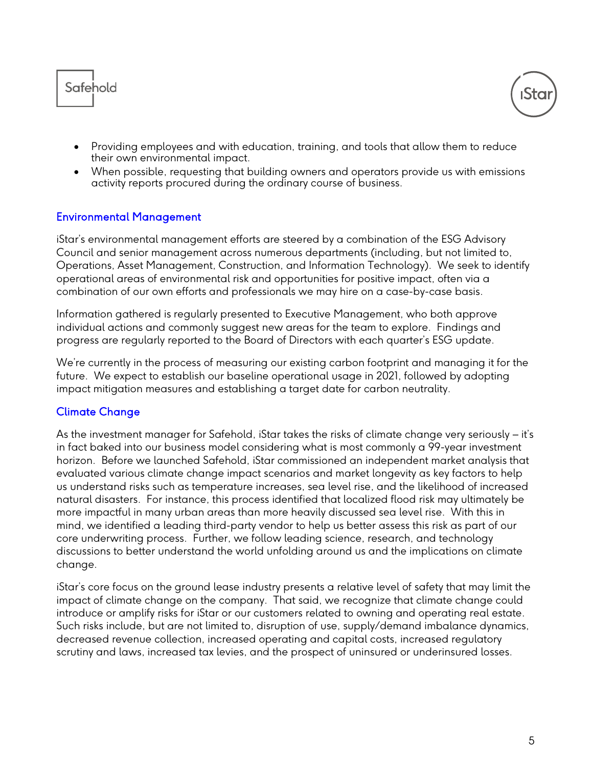- Providing employees and with education, training, and tools that allow them to reduce their own environmental impact.
- When possible, requesting that building owners and operators provide us with emissions activity reports procured during the ordinary course of business.

## Environmental Management

iStar's environmental management efforts are steered by a combination of the ESG Advisory Council and senior management across numerous departments (including, but not limited to, Operations, Asset Management, Construction, and Information Technology). We seek to identify operational areas of environmental risk and opportunities for positive impact, often via a combination of our own efforts and professionals we may hire on a case-by-case basis.

Information gathered is regularly presented to Executive Management, who both approve individual actions and commonly suggest new areas for the team to explore. Findings and progress are regularly reported to the Board of Directors with each quarter's ESG update.

We're currently in the process of measuring our existing carbon footprint and managing it for the future. We expect to establish our baseline operational usage in 2021, followed by adopting impact mitigation measures and establishing a target date for carbon neutrality.

## Climate Change

As the investment manager for Safehold, iStar takes the risks of climate change very seriously – it's in fact baked into our business model considering what is most commonly a 99-year investment horizon. Before we launched Safehold, iStar commissioned an independent market analysis that evaluated various climate change impact scenarios and market longevity as key factors to help us understand risks such as temperature increases, sea level rise, and the likelihood of increased natural disasters. For instance, this process identified that localized flood risk may ultimately be more impactful in many urban areas than more heavily discussed sea level rise. With this in mind, we identified a leading third-party vendor to help us better assess this risk as part of our core underwriting process. Further, we follow leading science, research, and technology discussions to better understand the world unfolding around us and the implications on climate change.

iStar's core focus on the ground lease industry presents a relative level of safety that may limit the impact of climate change on the company. That said, we recognize that climate change could introduce or amplify risks for iStar or our customers related to owning and operating real estate. Such risks include, but are not limited to, disruption of use, supply/demand imbalance dynamics, decreased revenue collection, increased operating and capital costs, increased regulatory scrutiny and laws, increased tax levies, and the prospect of uninsured or underinsured losses.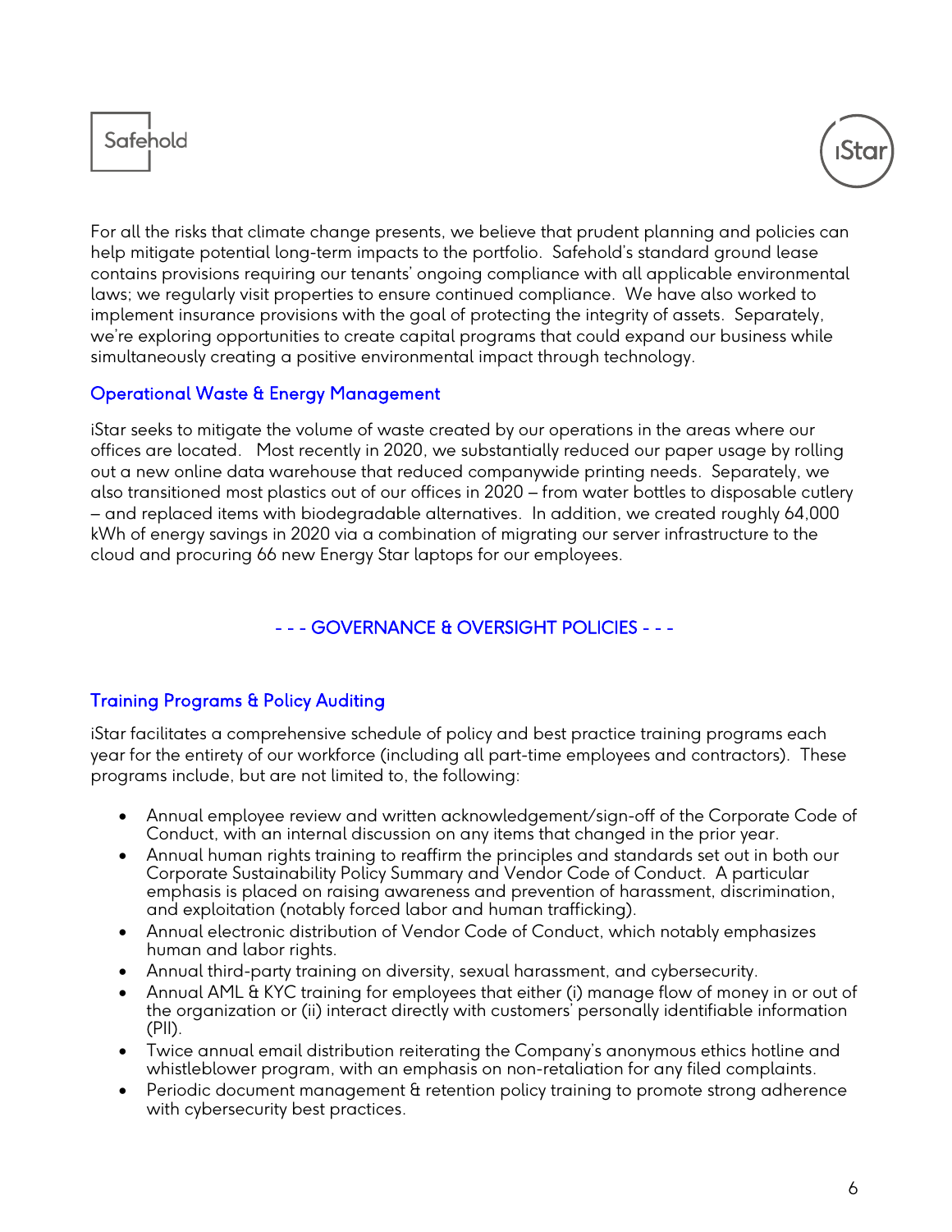For all the risks that climate change presents, we believe that prudent planning and policies can help mitigate potential long-term impacts to the portfolio. Safehold's standard ground lease contains provisions requiring our tenants' ongoing compliance with all applicable environmental laws; we regularly visit properties to ensure continued compliance. We have also worked to implement insurance provisions with the goal of protecting the integrity of assets. Separately, we're exploring opportunities to create capital programs that could expand our business while simultaneously creating a positive environmental impact through technology.

### Operational Waste & Energy Management

iStar seeks to mitigate the volume of waste created by our operations in the areas where our offices are located. Most recently in 2020, we substantially reduced our paper usage by rolling out a new online data warehouse that reduced companywide printing needs. Separately, we also transitioned most plastics out of our offices in 2020 – from water bottles to disposable cutlery – and replaced items with biodegradable alternatives. In addition, we created roughly 64,000 kWh of energy savings in 2020 via a combination of migrating our server infrastructure to the cloud and procuring 66 new Energy Star laptops for our employees.

## - - - GOVERNANCE & OVERSIGHT POLICIES - - -

### Training Programs & Policy Auditing

iStar facilitates a comprehensive schedule of policy and best practice training programs each year for the entirety of our workforce (including all part-time employees and contractors). These programs include, but are not limited to, the following:

- Annual employee review and written acknowledgement/sign-off of the Corporate Code of Conduct, with an internal discussion on any items that changed in the prior year.
- Annual human rights training to reaffirm the principles and standards set out in both our Corporate Sustainability Policy Summary and Vendor Code of Conduct. A particular emphasis is placed on raising awareness and prevention of harassment, discrimination, and exploitation (notably forced labor and human trafficking).
- Annual electronic distribution of Vendor Code of Conduct, which notably emphasizes human and labor rights.
- Annual third-party training on diversity, sexual harassment, and cybersecurity.
- Annual AML & KYC training for employees that either (i) manage flow of money in or out of the organization or (ii) interact directly with customers' personally identifiable information (PII).
- Twice annual email distribution reiterating the Company's anonymous ethics hotline and whistleblower program, with an emphasis on non-retaliation for any filed complaints.
- Periodic document management & retention policy training to promote strong adherence with cybersecurity best practices.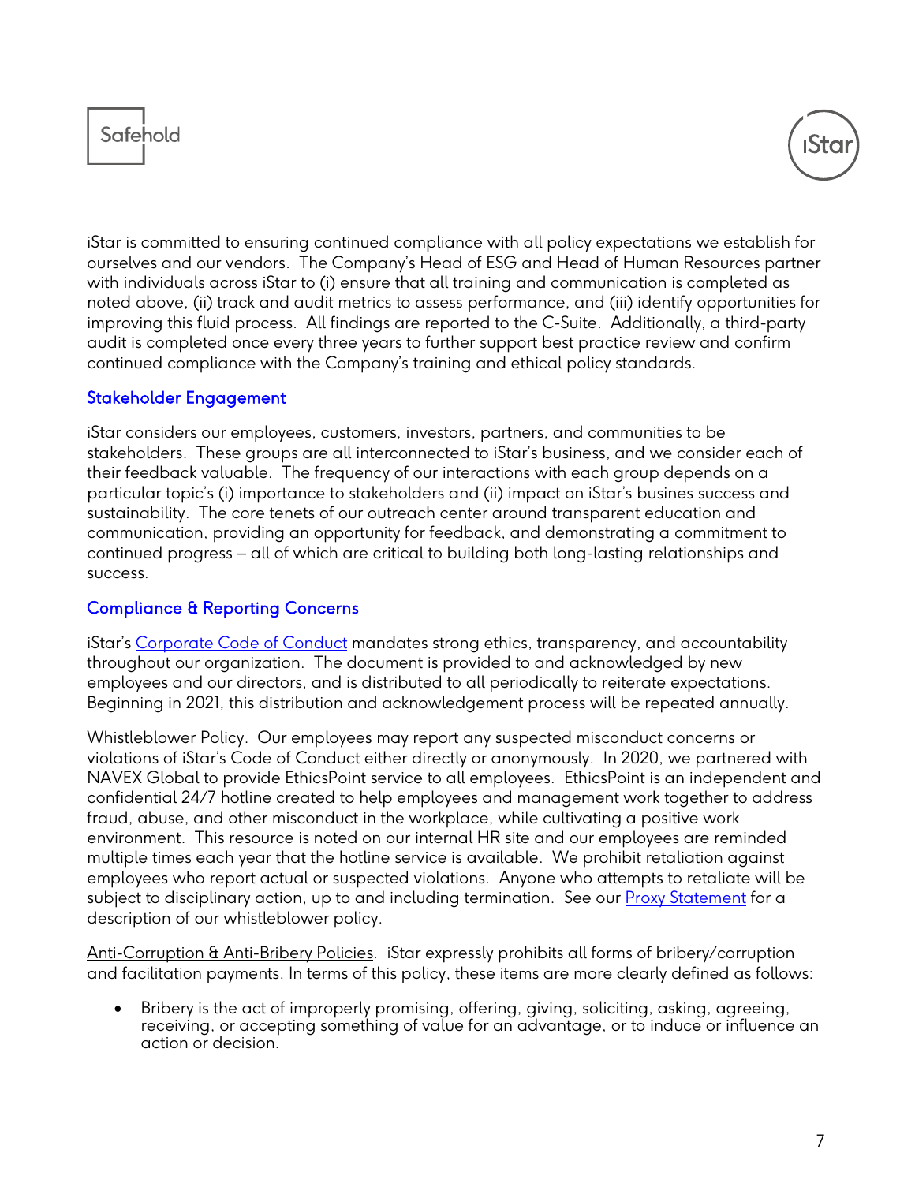iStar is committed to ensuring continued compliance with all policy expectations we establish for ourselves and our vendors. The Company's Head of ESG and Head of Human Resources partner with individuals across iStar to (i) ensure that all training and communication is completed as noted above, (ii) track and audit metrics to assess performance, and (iii) identify opportunities for improving this fluid process. All findings are reported to the C-Suite. Additionally, a third-party audit is completed once every three years to further support best practice review and confirm continued compliance with the Company's training and ethical policy standards.

### Stakeholder Engagement

iStar considers our employees, customers, investors, partners, and communities to be stakeholders. These groups are all interconnected to iStar's business, and we consider each of their feedback valuable. The frequency of our interactions with each group depends on a particular topic's (i) importance to stakeholders and (ii) impact on iStar's busines success and sustainability. The core tenets of our outreach center around transparent education and communication, providing an opportunity for feedback, and demonstrating a commitment to continued progress – all of which are critical to building both long-lasting relationships and success.

### Compliance & Reporting Concerns

iStar's Corporate Code of Conduct mandates strong ethics, transparency, and accountability throughout our organization. The document is provided to and acknowledged by new employees and our directors, and is distributed to all periodically to reiterate expectations. Beginning in 2021, this distribution and acknowledgement process will be repeated annually.

Whistleblower Policy. Our employees may report any suspected misconduct concerns or violations of iStar's Code of Conduct either directly or anonymously. In 2020, we partnered with NAVEX Global to provide EthicsPoint service to all employees. EthicsPoint is an independent and confidential 24/7 hotline created to help employees and management work together to address fraud, abuse, and other misconduct in the workplace, while cultivating a positive work environment. This resource is noted on our internal HR site and our employees are reminded multiple times each year that the hotline service is available. We prohibit retaliation against employees who report actual or suspected violations. Anyone who attempts to retaliate will be subject to disciplinary action, up to and including termination. See our Proxy Statement for a description of our whistleblower policy.

Anti-Corruption & Anti-Bribery Policies. iStar expressly prohibits all forms of bribery/corruption and facilitation payments. In terms of this policy, these items are more clearly defined as follows:

- Bribery is the act of improperly promising, offering, giving, soliciting, asking, agreeing, receiving, or accepting something of value for an advantage, or to induce or influence an action or decision.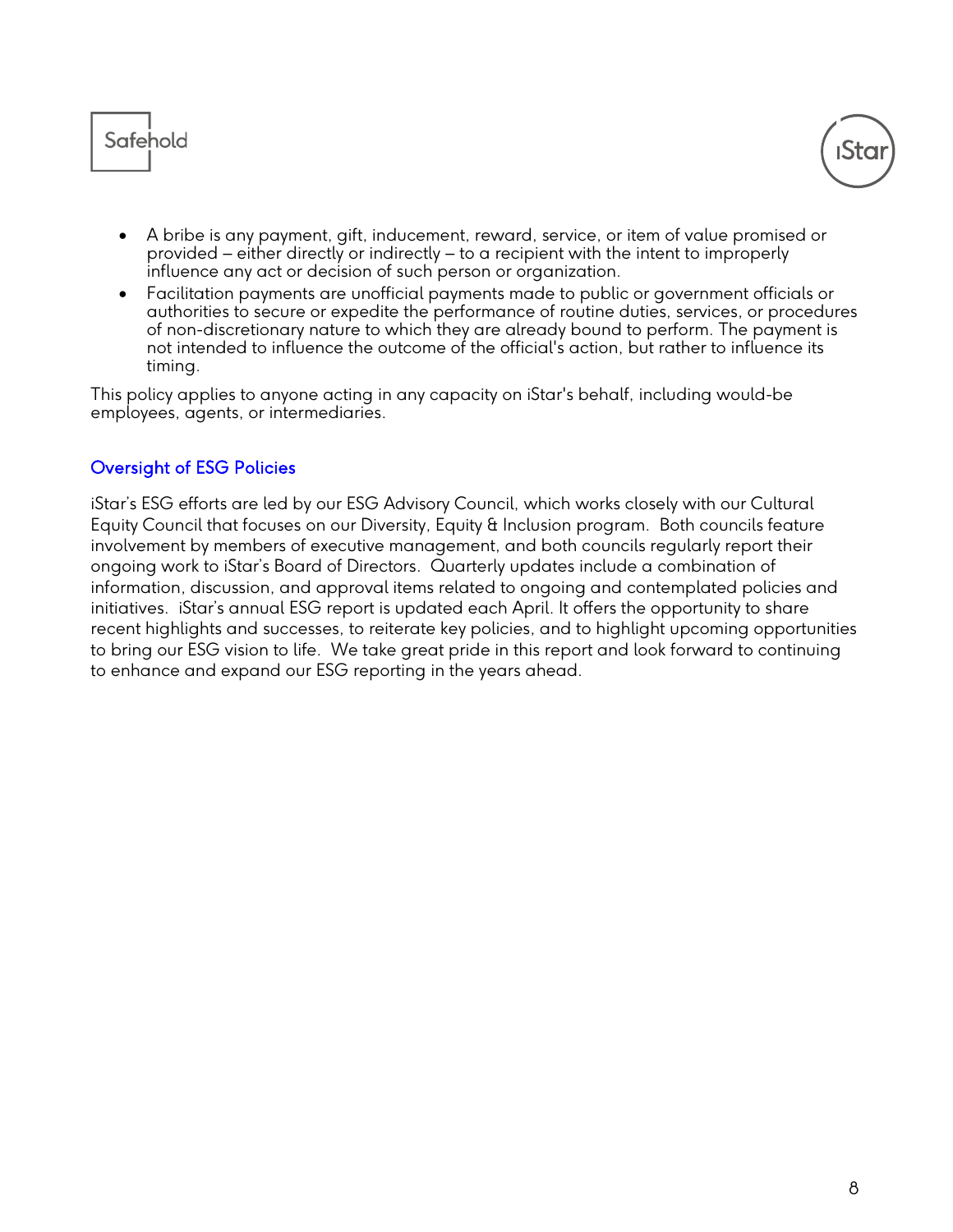- A bribe is any payment, gift, inducement, reward, service, or item of value promised or provided – either directly or indirectly – to a recipient with the intent to improperly influence any act or decision of such person or organization.
- Facilitation payments are unofficial payments made to public or government officials or authorities to secure or expedite the performance of routine duties, services, or procedures of non-discretionary nature to which they are already bound to perform. The payment is not intended to influence the outcome of the official's action, but rather to influence its timing.

This policy applies to anyone acting in any capacity on iStar's behalf, including would-be employees, agents, or intermediaries.

## Oversight of ESG Policies

iStar's ESG efforts are led by our ESG Advisory Council, which works closely with our Cultural Equity Council that focuses on our Diversity, Equity & Inclusion program. Both councils feature involvement by members of executive management, and both councils regularly report their ongoing work to iStar's Board of Directors. Quarterly updates include a combination of information, discussion, and approval items related to ongoing and contemplated policies and initiatives. iStar's annual ESG report is updated each April. It offers the opportunity to share recent highlights and successes, to reiterate key policies, and to highlight upcoming opportunities to bring our ESG vision to life. We take great pride in this report and look forward to continuing to enhance and expand our ESG reporting in the years ahead.